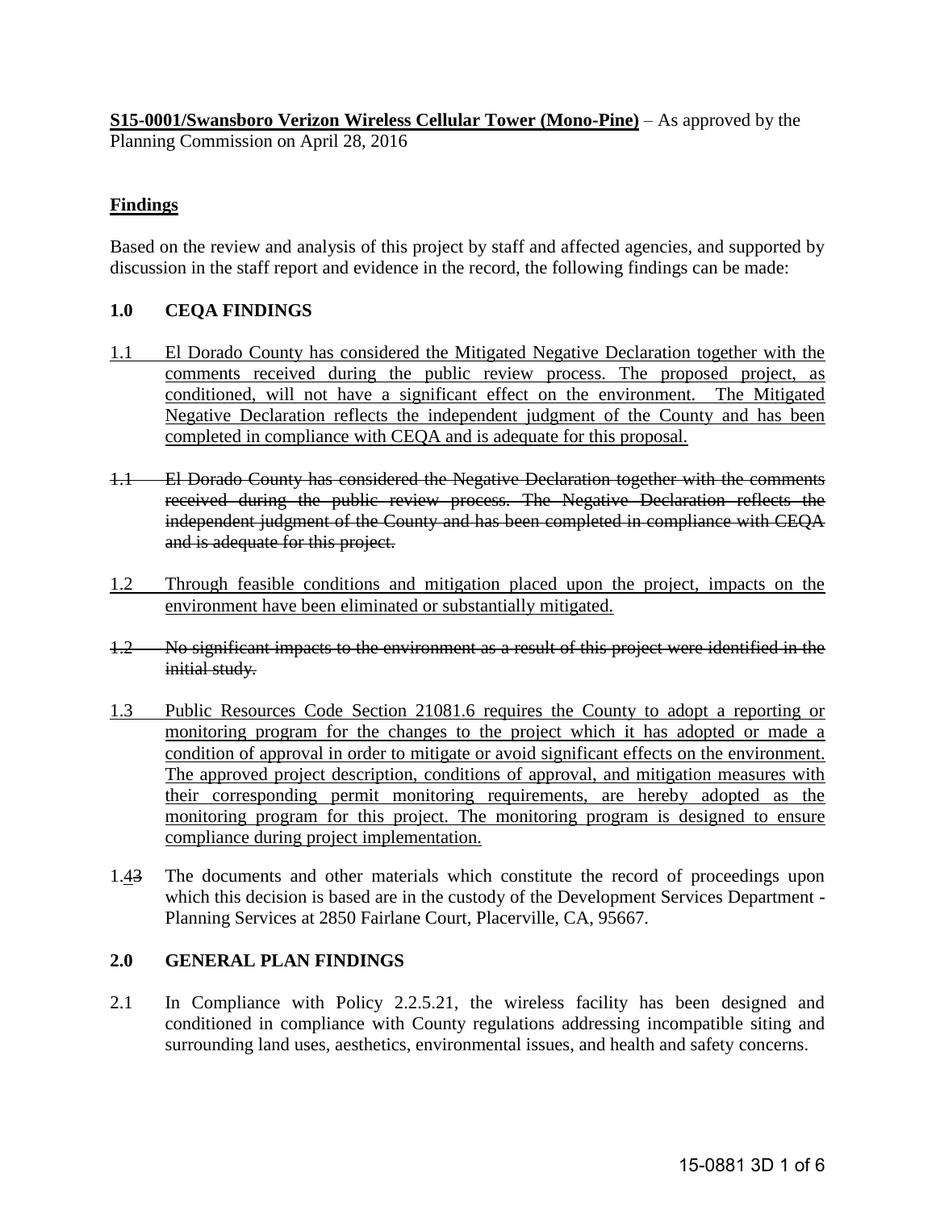**S15-0001/Swansboro Verizon Wireless Cellular Tower (Mono-Pine)** – As approved by the Planning Commission on April 28, 2016

## Findings

Based on the review and analysis of this project by staff and affected agencies, and supported by discussion in the staff report and evidence in the record, the following findings can be made:

### 1.0 CEQA FINDINGS

<u>1.1 El Dorado County has considered the Mitigated Negative Declaration together with the comments received during the public review process. The proposed project, as conditioned, will not have a significant effect on the environment. The Mitigated Negative Declaration reflects the independent judgment of the County and has been completed in compliance with CEQA and is adequate for this proposal.</u>

~~1.1 El Dorado County has considered the Negative Declaration together with the comments received during the public review process. The Negative Declaration reflects the independent judgment of the County and has been completed in compliance with CEQA and is adequate for this project.~~

<u>1.2 Through feasible conditions and mitigation placed upon the project, impacts on the environment have been eliminated or substantially mitigated.</u>

~~1.2 No significant impacts to the environment as a result of this project were identified in the initial study.~~

<u>1.3 Public Resources Code Section 21081.6 requires the County to adopt a reporting or monitoring program for the changes to the project which it has adopted or made a condition of approval in order to mitigate or avoid significant effects on the environment. The approved project description, conditions of approval, and mitigation measures with their corresponding permit monitoring requirements, are hereby adopted as the monitoring program for this project. The monitoring program is designed to ensure compliance during project implementation.</u>

1.<u>4</u>~~3~~ The documents and other materials which constitute the record of proceedings upon which this decision is based are in the custody of the Development Services Department - Planning Services at 2850 Fairlane Court, Placerville, CA, 95667.

### 2.0 GENERAL PLAN FINDINGS

2.1 In Compliance with Policy 2.2.5.21, the wireless facility has been designed and conditioned in compliance with County regulations addressing incompatible siting and surrounding land uses, aesthetics, environmental issues, and health and safety concerns.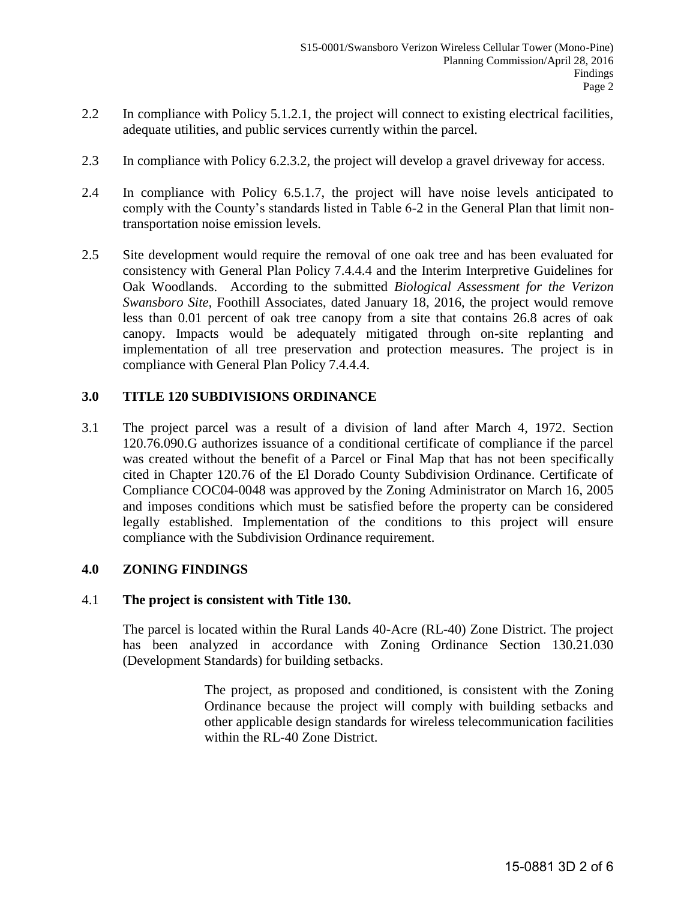2.2 In compliance with Policy 5.1.2.1, the project will connect to existing electrical facilities, adequate utilities, and public services currently within the parcel.

2.3 In compliance with Policy 6.2.3.2, the project will develop a gravel driveway for access.

2.4 In compliance with Policy 6.5.1.7, the project will have noise levels anticipated to comply with the County's standards listed in Table 6-2 in the General Plan that limit non-transportation noise emission levels.

2.5 Site development would require the removal of one oak tree and has been evaluated for consistency with General Plan Policy 7.4.4.4 and the Interim Interpretive Guidelines for Oak Woodlands. According to the submitted *Biological Assessment for the Verizon Swansboro Site*, Foothill Associates, dated January 18, 2016, the project would remove less than 0.01 percent of oak tree canopy from a site that contains 26.8 acres of oak canopy. Impacts would be adequately mitigated through on-site replanting and implementation of all tree preservation and protection measures. The project is in compliance with General Plan Policy 7.4.4.4.

## 3.0 TITLE 120 SUBDIVISIONS ORDINANCE

3.1 The project parcel was a result of a division of land after March 4, 1972. Section 120.76.090.G authorizes issuance of a conditional certificate of compliance if the parcel was created without the benefit of a Parcel or Final Map that has not been specifically cited in Chapter 120.76 of the El Dorado County Subdivision Ordinance. Certificate of Compliance COC04-0048 was approved by the Zoning Administrator on March 16, 2005 and imposes conditions which must be satisfied before the property can be considered legally established. Implementation of the conditions to this project will ensure compliance with the Subdivision Ordinance requirement.

## 4.0 ZONING FINDINGS

4.1 **The project is consistent with Title 130.**

The parcel is located within the Rural Lands 40-Acre (RL-40) Zone District. The project has been analyzed in accordance with Zoning Ordinance Section 130.21.030 (Development Standards) for building setbacks.

The project, as proposed and conditioned, is consistent with the Zoning Ordinance because the project will comply with building setbacks and other applicable design standards for wireless telecommunication facilities within the RL-40 Zone District.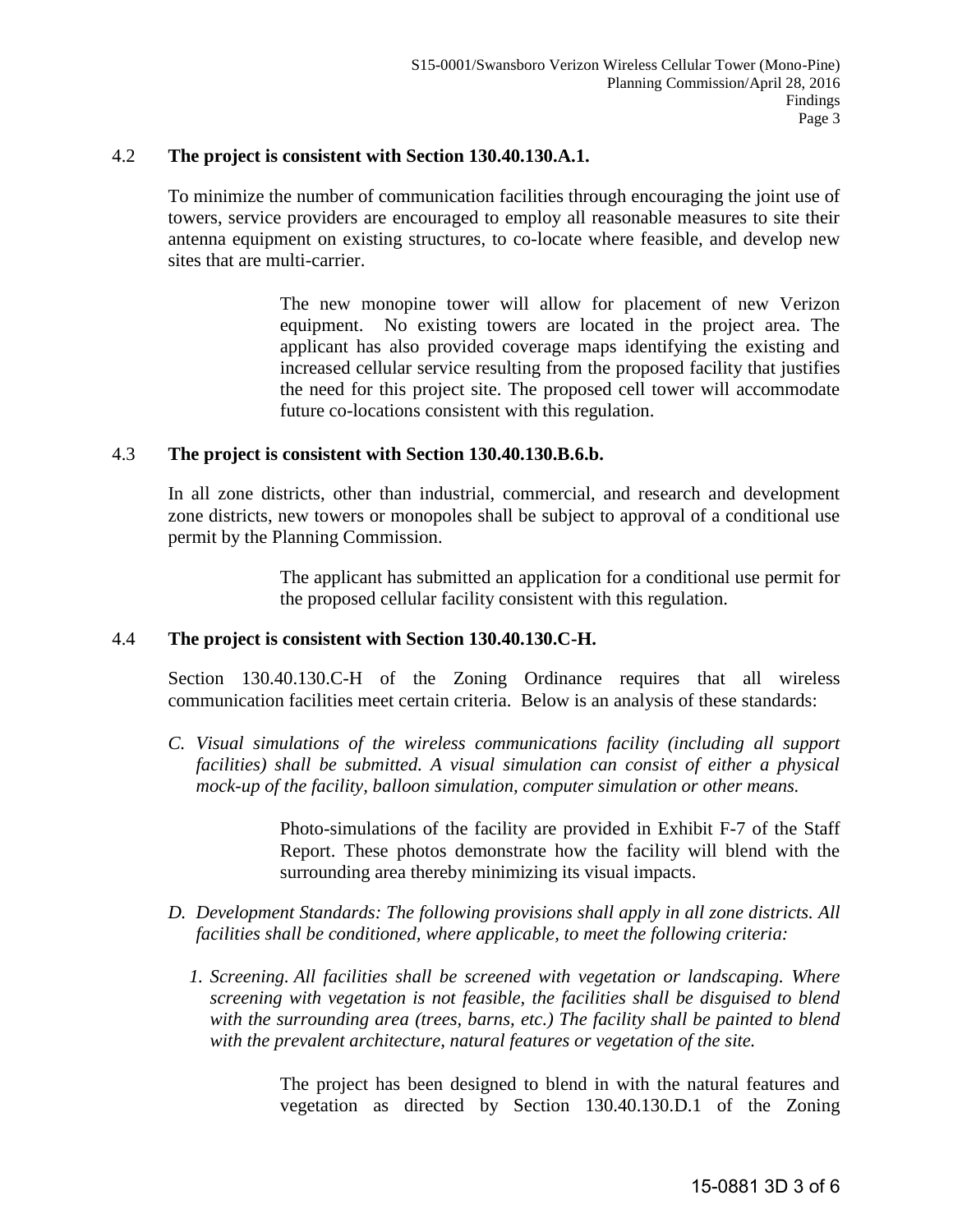4.2 **The project is consistent with Section 130.40.130.A.1.**

To minimize the number of communication facilities through encouraging the joint use of towers, service providers are encouraged to employ all reasonable measures to site their antenna equipment on existing structures, to co-locate where feasible, and develop new sites that are multi-carrier.

> The new monopine tower will allow for placement of new Verizon equipment. No existing towers are located in the project area. The applicant has also provided coverage maps identifying the existing and increased cellular service resulting from the proposed facility that justifies the need for this project site. The proposed cell tower will accommodate future co-locations consistent with this regulation.

4.3 **The project is consistent with Section 130.40.130.B.6.b.**

In all zone districts, other than industrial, commercial, and research and development zone districts, new towers or monopoles shall be subject to approval of a conditional use permit by the Planning Commission.

> The applicant has submitted an application for a conditional use permit for the proposed cellular facility consistent with this regulation.

4.4 **The project is consistent with Section 130.40.130.C-H.**

Section 130.40.130.C-H of the Zoning Ordinance requires that all wireless communication facilities meet certain criteria. Below is an analysis of these standards:

*C. Visual simulations of the wireless communications facility (including all support facilities) shall be submitted. A visual simulation can consist of either a physical mock-up of the facility, balloon simulation, computer simulation or other means.*

> Photo-simulations of the facility are provided in Exhibit F-7 of the Staff Report. These photos demonstrate how the facility will blend with the surrounding area thereby minimizing its visual impacts.

*D. Development Standards: The following provisions shall apply in all zone districts. All facilities shall be conditioned, where applicable, to meet the following criteria:*

*1. Screening. All facilities shall be screened with vegetation or landscaping. Where screening with vegetation is not feasible, the facilities shall be disguised to blend with the surrounding area (trees, barns, etc.) The facility shall be painted to blend with the prevalent architecture, natural features or vegetation of the site.*

> The project has been designed to blend in with the natural features and vegetation as directed by Section 130.40.130.D.1 of the Zoning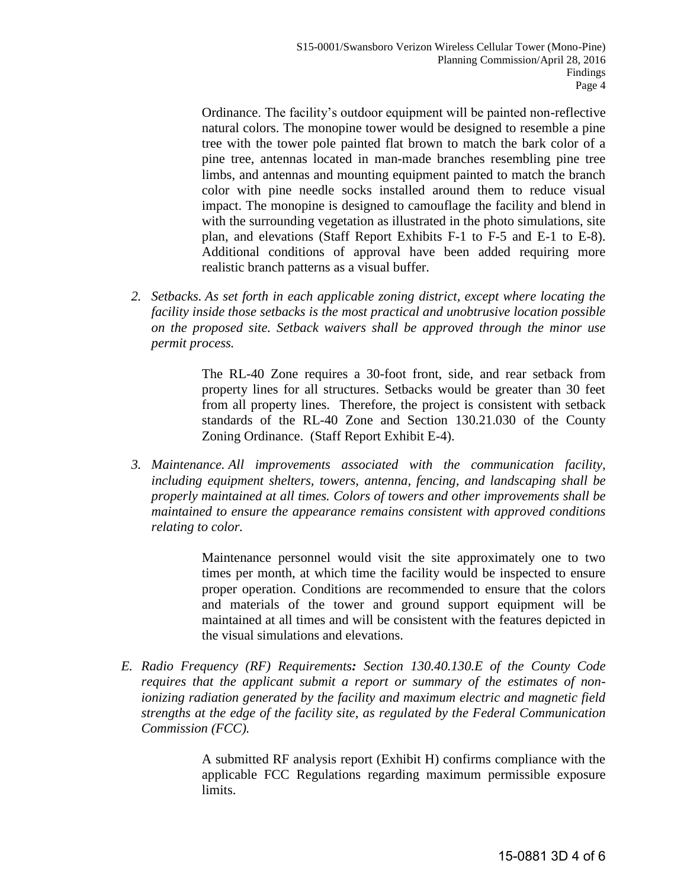Ordinance. The facility's outdoor equipment will be painted non-reflective natural colors. The monopine tower would be designed to resemble a pine tree with the tower pole painted flat brown to match the bark color of a pine tree, antennas located in man-made branches resembling pine tree limbs, and antennas and mounting equipment painted to match the branch color with pine needle socks installed around them to reduce visual impact. The monopine is designed to camouflage the facility and blend in with the surrounding vegetation as illustrated in the photo simulations, site plan, and elevations (Staff Report Exhibits F-1 to F-5 and E-1 to E-8). Additional conditions of approval have been added requiring more realistic branch patterns as a visual buffer.

2. *Setbacks. As set forth in each applicable zoning district, except where locating the facility inside those setbacks is the most practical and unobtrusive location possible on the proposed site. Setback waivers shall be approved through the minor use permit process.*

   The RL-40 Zone requires a 30-foot front, side, and rear setback from property lines for all structures. Setbacks would be greater than 30 feet from all property lines. Therefore, the project is consistent with setback standards of the RL-40 Zone and Section 130.21.030 of the County Zoning Ordinance. (Staff Report Exhibit E-4).

3. *Maintenance. All improvements associated with the communication facility, including equipment shelters, towers, antenna, fencing, and landscaping shall be properly maintained at all times. Colors of towers and other improvements shall be maintained to ensure the appearance remains consistent with approved conditions relating to color.*

   Maintenance personnel would visit the site approximately one to two times per month, at which time the facility would be inspected to ensure proper operation. Conditions are recommended to ensure that the colors and materials of the tower and ground support equipment will be maintained at all times and will be consistent with the features depicted in the visual simulations and elevations.

E. *Radio Frequency (RF) Requirements: Section 130.40.130.E of the County Code requires that the applicant submit a report or summary of the estimates of non-ionizing radiation generated by the facility and maximum electric and magnetic field strengths at the edge of the facility site, as regulated by the Federal Communication Commission (FCC).*

   A submitted RF analysis report (Exhibit H) confirms compliance with the applicable FCC Regulations regarding maximum permissible exposure limits.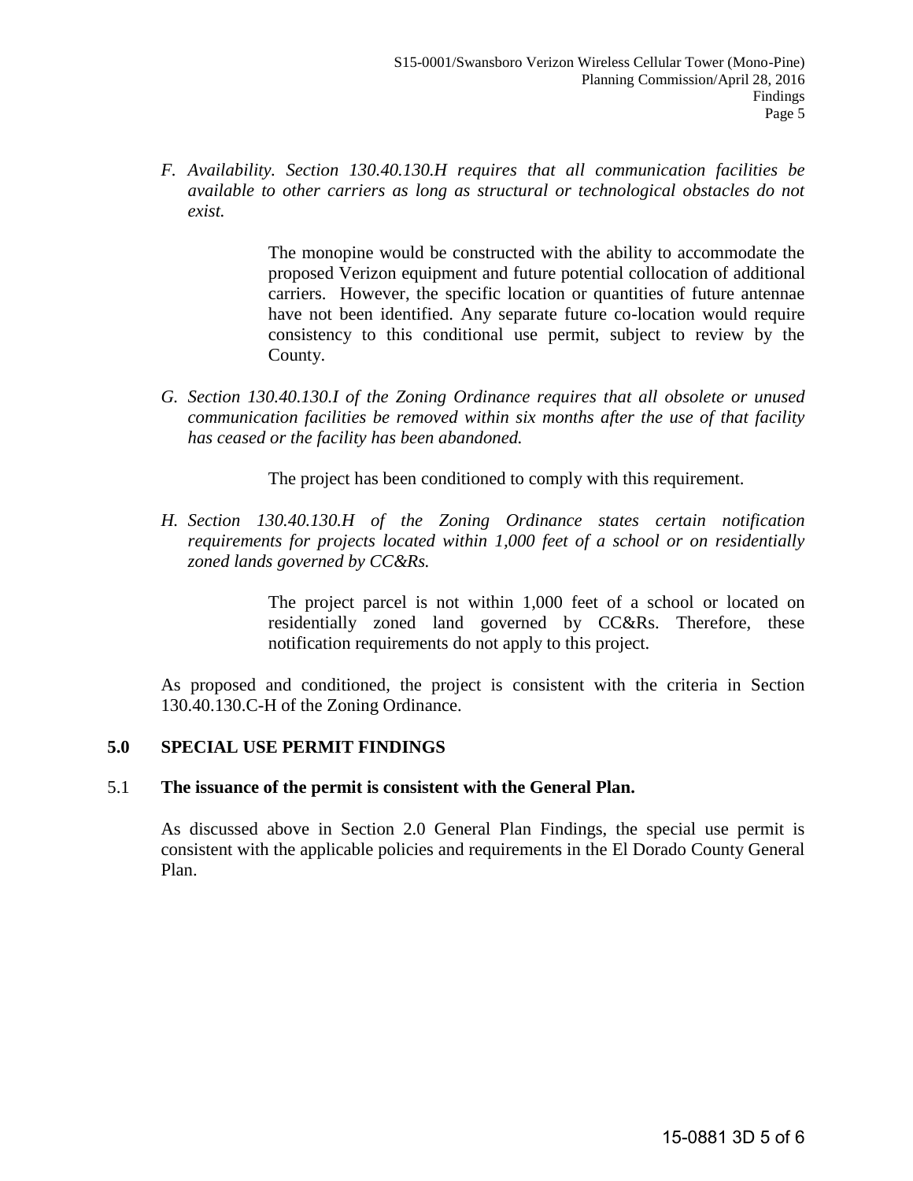F. *Availability. Section 130.40.130.H requires that all communication facilities be available to other carriers as long as structural or technological obstacles do not exist.*

    The monopine would be constructed with the ability to accommodate the proposed Verizon equipment and future potential collocation of additional carriers. However, the specific location or quantities of future antennae have not been identified. Any separate future co-location would require consistency to this conditional use permit, subject to review by the County.

G. *Section 130.40.130.I of the Zoning Ordinance requires that all obsolete or unused communication facilities be removed within six months after the use of that facility has ceased or the facility has been abandoned.*

    The project has been conditioned to comply with this requirement.

H. *Section 130.40.130.H of the Zoning Ordinance states certain notification requirements for projects located within 1,000 feet of a school or on residentially zoned lands governed by CC&Rs.*

    The project parcel is not within 1,000 feet of a school or located on residentially zoned land governed by CC&Rs. Therefore, these notification requirements do not apply to this project.

As proposed and conditioned, the project is consistent with the criteria in Section 130.40.130.C-H of the Zoning Ordinance.

## 5.0 SPECIAL USE PERMIT FINDINGS

### 5.1 The issuance of the permit is consistent with the General Plan.

As discussed above in Section 2.0 General Plan Findings, the special use permit is consistent with the applicable policies and requirements in the El Dorado County General Plan.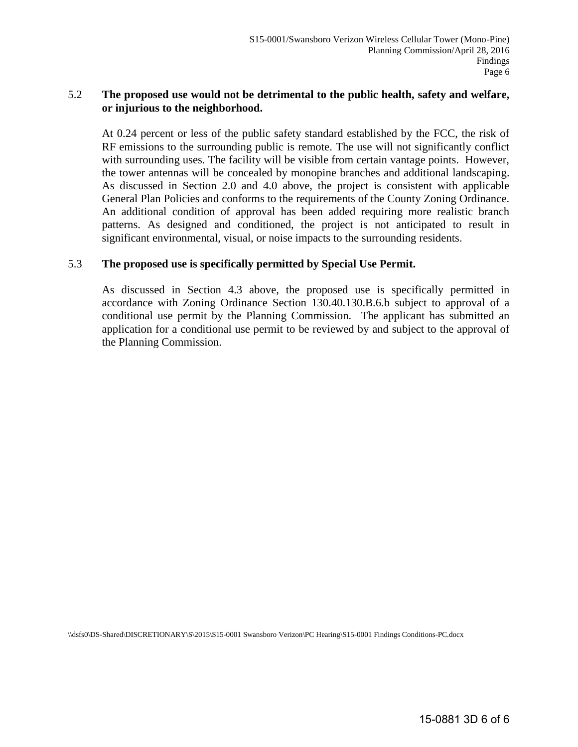5.2 **The proposed use would not be detrimental to the public health, safety and welfare, or injurious to the neighborhood.**

At 0.24 percent or less of the public safety standard established by the FCC, the risk of RF emissions to the surrounding public is remote. The use will not significantly conflict with surrounding uses. The facility will be visible from certain vantage points. However, the tower antennas will be concealed by monopine branches and additional landscaping. As discussed in Section 2.0 and 4.0 above, the project is consistent with applicable General Plan Policies and conforms to the requirements of the County Zoning Ordinance. An additional condition of approval has been added requiring more realistic branch patterns. As designed and conditioned, the project is not anticipated to result in significant environmental, visual, or noise impacts to the surrounding residents.

5.3 **The proposed use is specifically permitted by Special Use Permit.**

As discussed in Section 4.3 above, the proposed use is specifically permitted in accordance with Zoning Ordinance Section 130.40.130.B.6.b subject to approval of a conditional use permit by the Planning Commission. The applicant has submitted an application for a conditional use permit to be reviewed by and subject to the approval of the Planning Commission.

\\dsfs0\DS-Shared\DISCRETIONARY\S\2015\S15-0001 Swansboro Verizon\PC Hearing\S15-0001 Findings Conditions-PC.docx